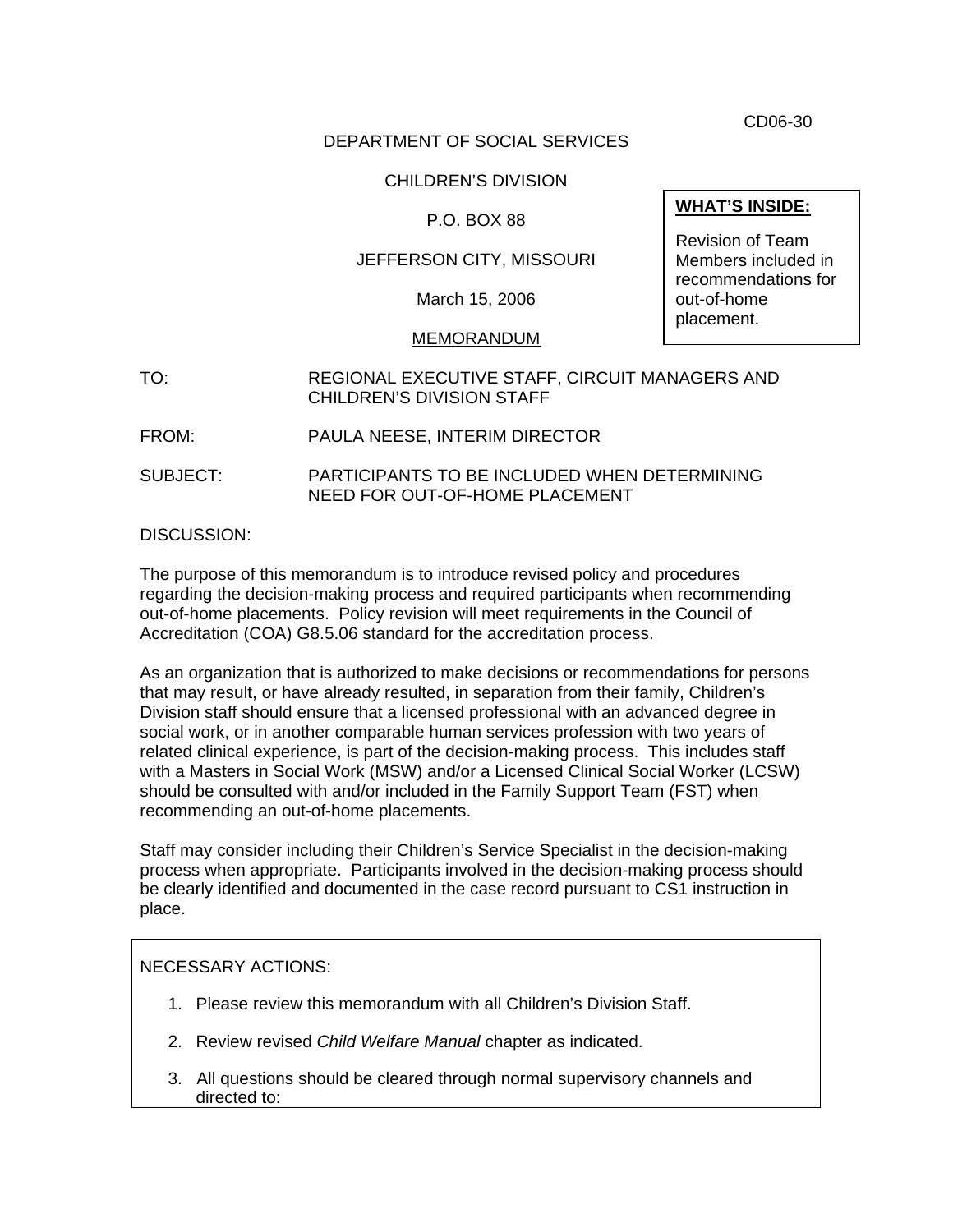CD06-30

DEPARTMENT OF SOCIAL SERVICES

CHILDREN'S DIVISION

P.O. BOX 88

JEFFERSON CITY, MISSOURI

March 15, 2006

MEMORANDUM

**WHAT'S INSIDE:**

Revision of Team Members included in recommendations for out-of-home placement.

TO: REGIONAL EXECUTIVE STAFF, CIRCUIT MANAGERS AND CHILDREN'S DIVISION STAFF

FROM: PAULA NEESE, INTERIM DIRECTOR

SUBJECT: PARTICIPANTS TO BE INCLUDED WHEN DETERMINING NEED FOR OUT-OF-HOME PLACEMENT

DISCUSSION:

The purpose of this memorandum is to introduce revised policy and procedures regarding the decision-making process and required participants when recommending out-of-home placements. Policy revision will meet requirements in the Council of Accreditation (COA) G8.5.06 standard for the accreditation process.

As an organization that is authorized to make decisions or recommendations for persons that may result, or have already resulted, in separation from their family, Children's Division staff should ensure that a licensed professional with an advanced degree in social work, or in another comparable human services profession with two years of related clinical experience, is part of the decision-making process. This includes staff with a Masters in Social Work (MSW) and/or a Licensed Clinical Social Worker (LCSW) should be consulted with and/or included in the Family Support Team (FST) when recommending an out-of-home placements.

Staff may consider including their Children's Service Specialist in the decision-making process when appropriate. Participants involved in the decision-making process should be clearly identified and documented in the case record pursuant to CS1 instruction in place.

NECESSARY ACTIONS:

1. Please review this memorandum with all Children's Division Staff.
2. Review revised *Child Welfare Manual* chapter as indicated.
3. All questions should be cleared through normal supervisory channels and directed to: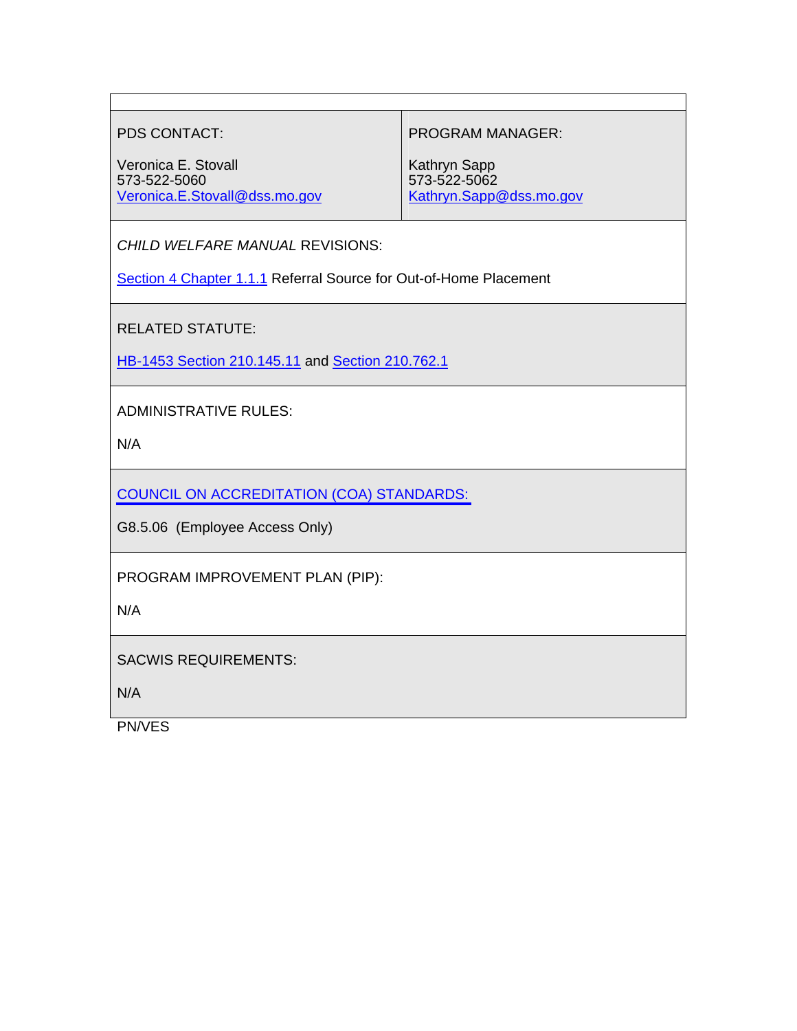| PDS CONTACT: | PROGRAM MANAGER: |
|---|---|
| Veronica E. Stovall<br>573-522-5060<br>Veronica.E.Stovall@dss.mo.gov | Kathryn Sapp<br>573-522-5062<br>Kathryn.Sapp@dss.mo.gov |

*CHILD WELFARE MANUAL* REVISIONS:

Section 4 Chapter 1.1.1 Referral Source for Out-of-Home Placement

RELATED STATUTE:

HB-1453 Section 210.145.11 and Section 210.762.1

ADMINISTRATIVE RULES:

N/A

COUNCIL ON ACCREDITATION (COA) STANDARDS:

G8.5.06 (Employee Access Only)

PROGRAM IMPROVEMENT PLAN (PIP):

N/A

SACWIS REQUIREMENTS:

N/A

PN/VES